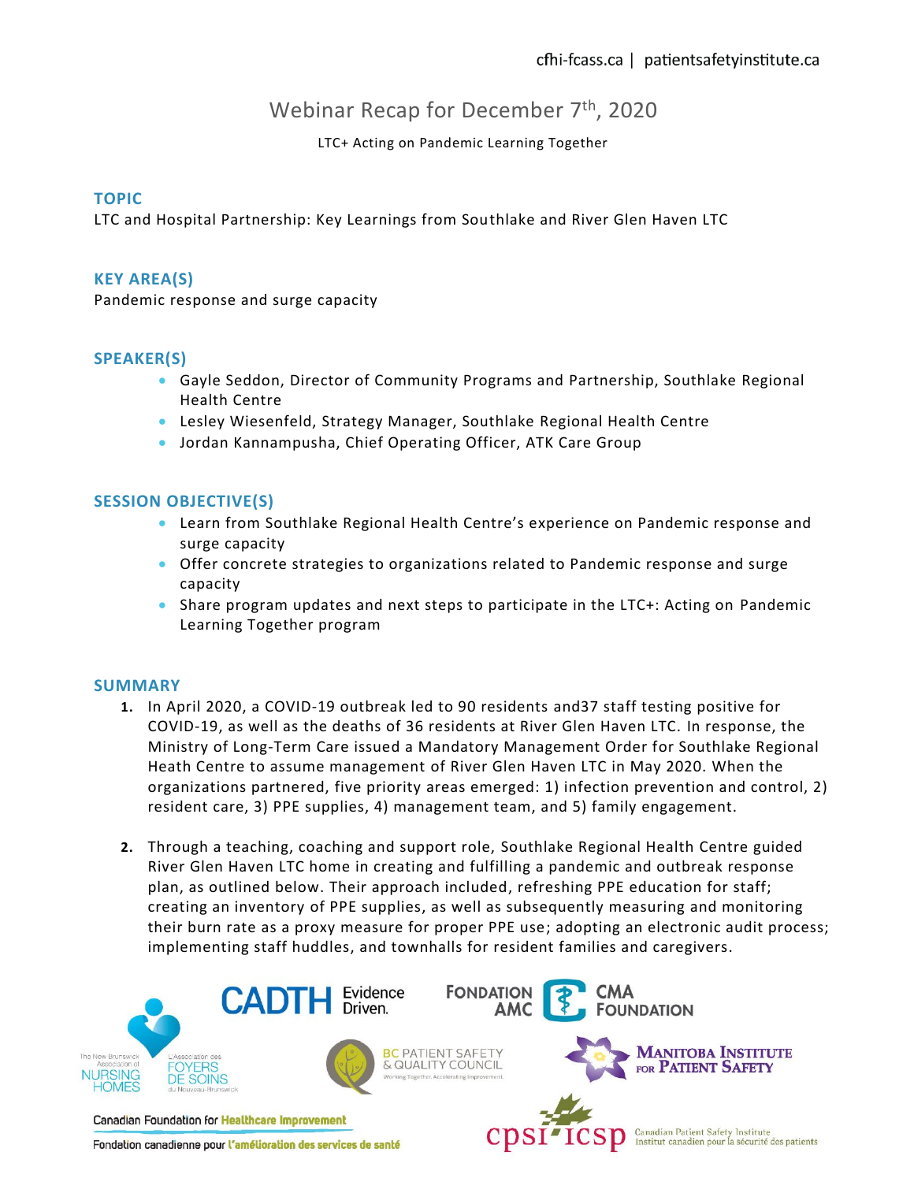cfhi-fcass.ca | patientsafetyinstitute.ca

# Webinar Recap for December 7th, 2020

LTC+ Acting on Pandemic Learning Together

## TOPIC

LTC and Hospital Partnership: Key Learnings from Southlake and River Glen Haven LTC

## KEY AREA(S)

Pandemic response and surge capacity

## SPEAKER(S)

- Gayle Seddon, Director of Community Programs and Partnership, Southlake Regional Health Centre
- Lesley Wiesenfeld, Strategy Manager, Southlake Regional Health Centre
- Jordan Kannampusha, Chief Operating Officer, ATK Care Group

## SESSION OBJECTIVE(S)

- Learn from Southlake Regional Health Centre's experience on Pandemic response and surge capacity
- Offer concrete strategies to organizations related to Pandemic response and surge capacity
- Share program updates and next steps to participate in the LTC+: Acting on Pandemic Learning Together program

## SUMMARY

1. In April 2020, a COVID-19 outbreak led to 90 residents and37 staff testing positive for COVID-19, as well as the deaths of 36 residents at River Glen Haven LTC. In response, the Ministry of Long-Term Care issued a Mandatory Management Order for Southlake Regional Heath Centre to assume management of River Glen Haven LTC in May 2020. When the organizations partnered, five priority areas emerged: 1) infection prevention and control, 2) resident care, 3) PPE supplies, 4) management team, and 5) family engagement.

2. Through a teaching, coaching and support role, Southlake Regional Health Centre guided River Glen Haven LTC home in creating and fulfilling a pandemic and outbreak response plan, as outlined below. Their approach included, refreshing PPE education for staff; creating an inventory of PPE supplies, as well as subsequently measuring and monitoring their burn rate as a proxy measure for proper PPE use; adopting an electronic audit process; implementing staff huddles, and townhalls for resident families and caregivers.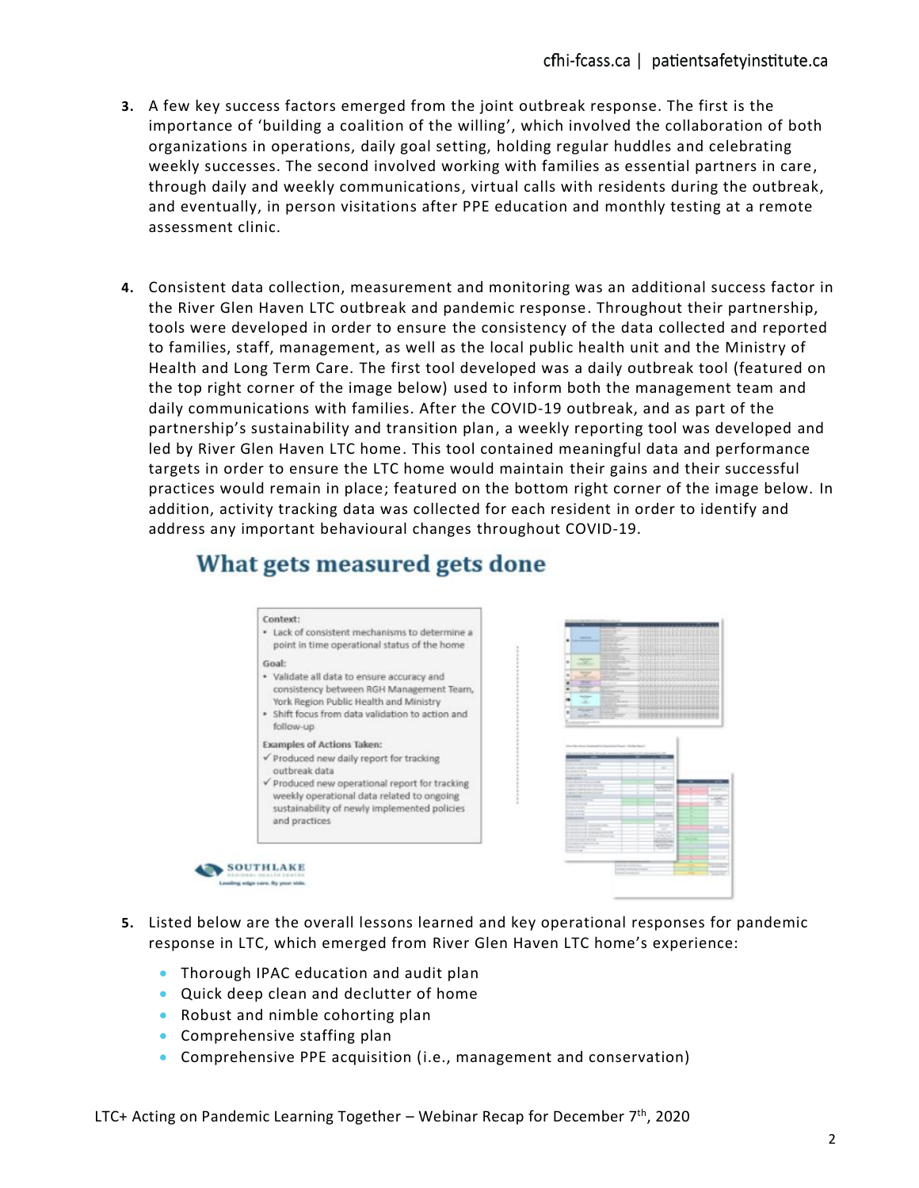3. A few key success factors emerged from the joint outbreak response. The first is the importance of 'building a coalition of the willing', which involved the collaboration of both organizations in operations, daily goal setting, holding regular huddles and celebrating weekly successes. The second involved working with families as essential partners in care, through daily and weekly communications, virtual calls with residents during the outbreak, and eventually, in person visitations after PPE education and monthly testing at a remote assessment clinic.

4. Consistent data collection, measurement and monitoring was an additional success factor in the River Glen Haven LTC outbreak and pandemic response. Throughout their partnership, tools were developed in order to ensure the consistency of the data collected and reported to families, staff, management, as well as the local public health unit and the Ministry of Health and Long Term Care. The first tool developed was a daily outbreak tool (featured on the top right corner of the image below) used to inform both the management team and daily communications with families. After the COVID-19 outbreak, and as part of the partnership's sustainability and transition plan, a weekly reporting tool was developed and led by River Glen Haven LTC home. This tool contained meaningful data and performance targets in order to ensure the LTC home would maintain their gains and their successful practices would remain in place; featured on the bottom right corner of the image below. In addition, activity tracking data was collected for each resident in order to identify and address any important behavioural changes throughout COVID-19.

## What gets measured gets done

**Context:**
- Lack of consistent mechanisms to determine a point in time operational status of the home

**Goal:**
- Validate all data to ensure accuracy and consistency between RGH Management Team, York Region Public Health and Ministry
- Shift focus from data validation to action and follow-up

**Examples of Actions Taken:**
- ✓ Produced new daily report for tracking outbreak data
- ✓ Produced new operational report for tracking weekly operational data related to ongoing sustainability of newly implemented policies and practices

SOUTHLAKE REGIONAL HEALTH CENTRE – Leading edge care. By your side.

5. Listed below are the overall lessons learned and key operational responses for pandemic response in LTC, which emerged from River Glen Haven LTC home's experience:

   - Thorough IPAC education and audit plan
   - Quick deep clean and declutter of home
   - Robust and nimble cohorting plan
   - Comprehensive staffing plan
   - Comprehensive PPE acquisition (i.e., management and conservation)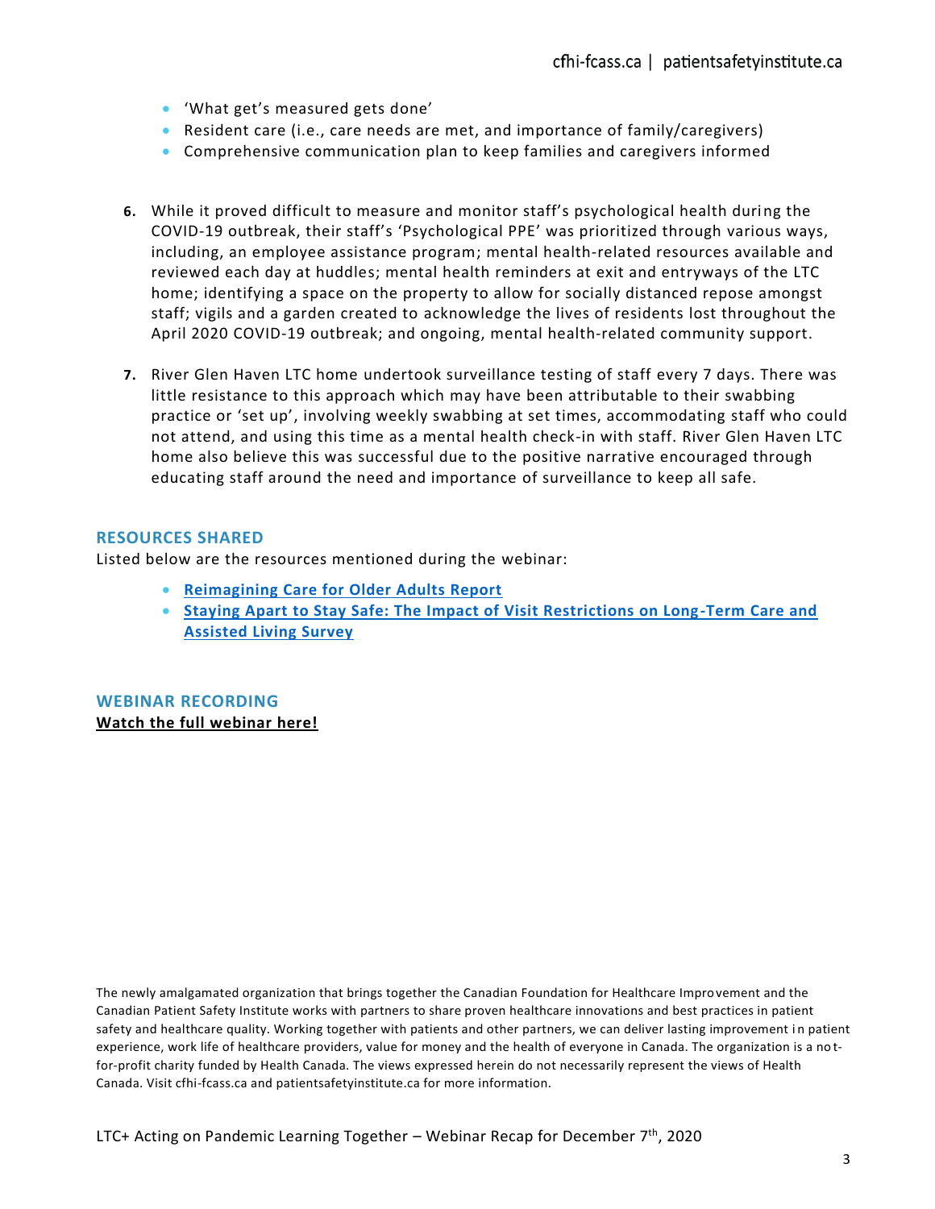- 'What get's measured gets done'
- Resident care (i.e., care needs are met, and importance of family/caregivers)
- Comprehensive communication plan to keep families and caregivers informed

6. While it proved difficult to measure and monitor staff's psychological health during the COVID-19 outbreak, their staff's 'Psychological PPE' was prioritized through various ways, including, an employee assistance program; mental health-related resources available and reviewed each day at huddles; mental health reminders at exit and entryways of the LTC home; identifying a space on the property to allow for socially distanced repose amongst staff; vigils and a garden created to acknowledge the lives of residents lost throughout the April 2020 COVID-19 outbreak; and ongoing, mental health-related community support.

7. River Glen Haven LTC home undertook surveillance testing of staff every 7 days. There was little resistance to this approach which may have been attributable to their swabbing practice or 'set up', involving weekly swabbing at set times, accommodating staff who could not attend, and using this time as a mental health check-in with staff. River Glen Haven LTC home also believe this was successful due to the positive narrative encouraged through educating staff around the need and importance of surveillance to keep all safe.

## RESOURCES SHARED

Listed below are the resources mentioned during the webinar:

- **Reimagining Care for Older Adults Report**
- **Staying Apart to Stay Safe: The Impact of Visit Restrictions on Long-Term Care and Assisted Living Survey**

## WEBINAR RECORDING

**Watch the full webinar here!**

The newly amalgamated organization that brings together the Canadian Foundation for Healthcare Improvement and the Canadian Patient Safety Institute works with partners to share proven healthcare innovations and best practices in patient safety and healthcare quality. Working together with patients and other partners, we can deliver lasting improvement in patient experience, work life of healthcare providers, value for money and the health of everyone in Canada. The organization is a not-for-profit charity funded by Health Canada. The views expressed herein do not necessarily represent the views of Health Canada. Visit cfhi-fcass.ca and patientsafetyinstitute.ca for more information.